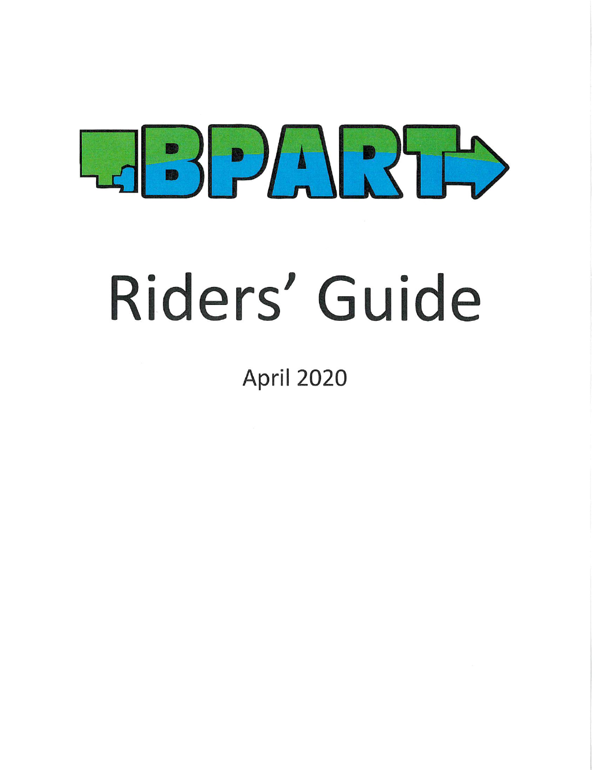# BPART

# Riders' Guide

April 2020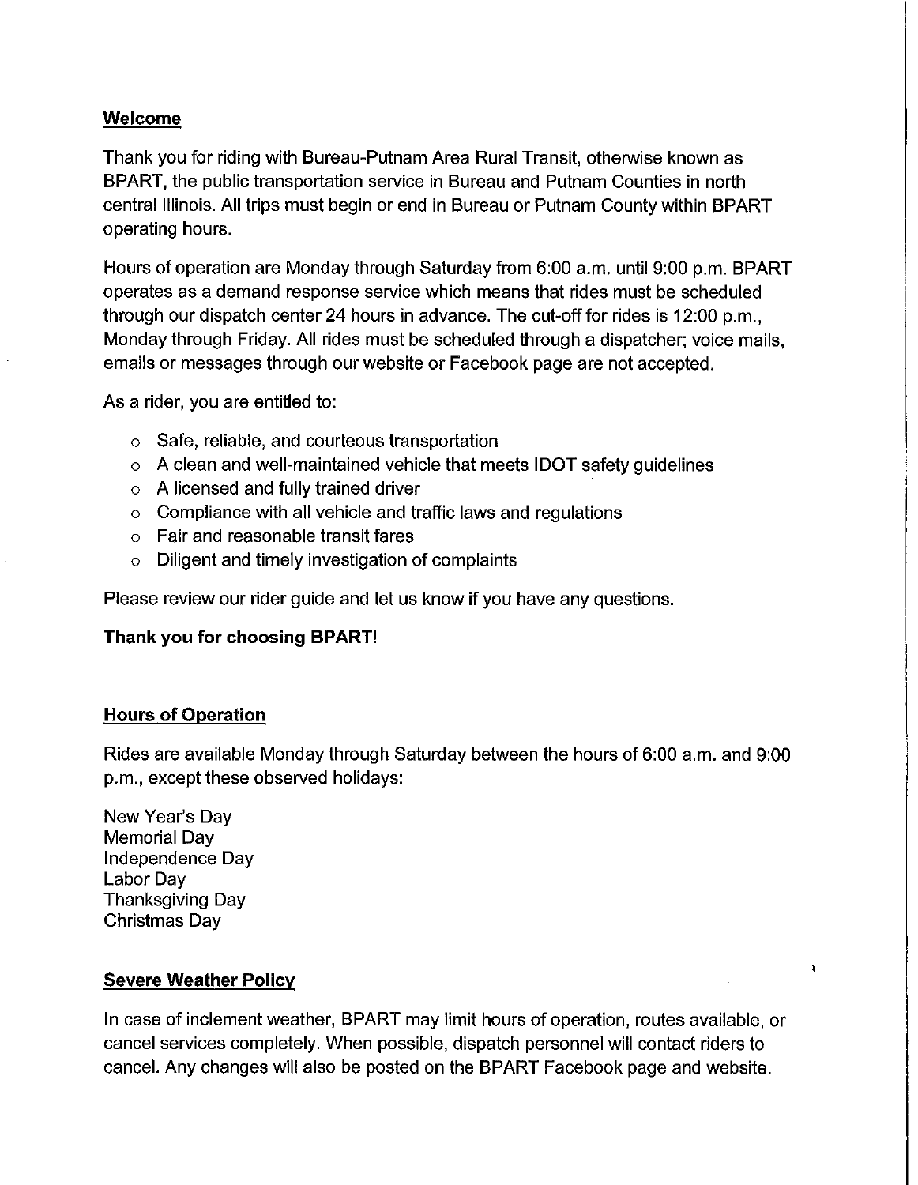## Welcome

Thank you for riding with Bureau-Putnam Area Rural Transit, otherwise known as BPART, the public transportation service in Bureau and Putnam Counties in north central Illinois. All trips must begin or end in Bureau or Putnam County within BPART operating hours.

Hours of operation are Monday through Saturday from 6:00 a.m. until 9:00 p.m. BPART operates as a demand response service which means that rides must be scheduled through our dispatch center 24 hours in advance. The cut-off for rides is 12:00 p.m., Monday through Friday. All rides must be scheduled through a dispatcher; voice mails, emails or messages through our website or Facebook page are not accepted.

As a rider, you are entitled to:

- Safe, reliable, and courteous transportation
- A clean and well-maintained vehicle that meets IDOT safety guidelines
- A licensed and fully trained driver
- Compliance with all vehicle and traffic laws and regulations
- Fair and reasonable transit fares
- Diligent and timely investigation of complaints

Please review our rider guide and let us know if you have any questions.

**Thank you for choosing BPART!**

## Hours of Operation

Rides are available Monday through Saturday between the hours of 6:00 a.m. and 9:00 p.m., except these observed holidays:

New Year's Day
Memorial Day
Independence Day
Labor Day
Thanksgiving Day
Christmas Day

## Severe Weather Policy

In case of inclement weather, BPART may limit hours of operation, routes available, or cancel services completely. When possible, dispatch personnel will contact riders to cancel. Any changes will also be posted on the BPART Facebook page and website.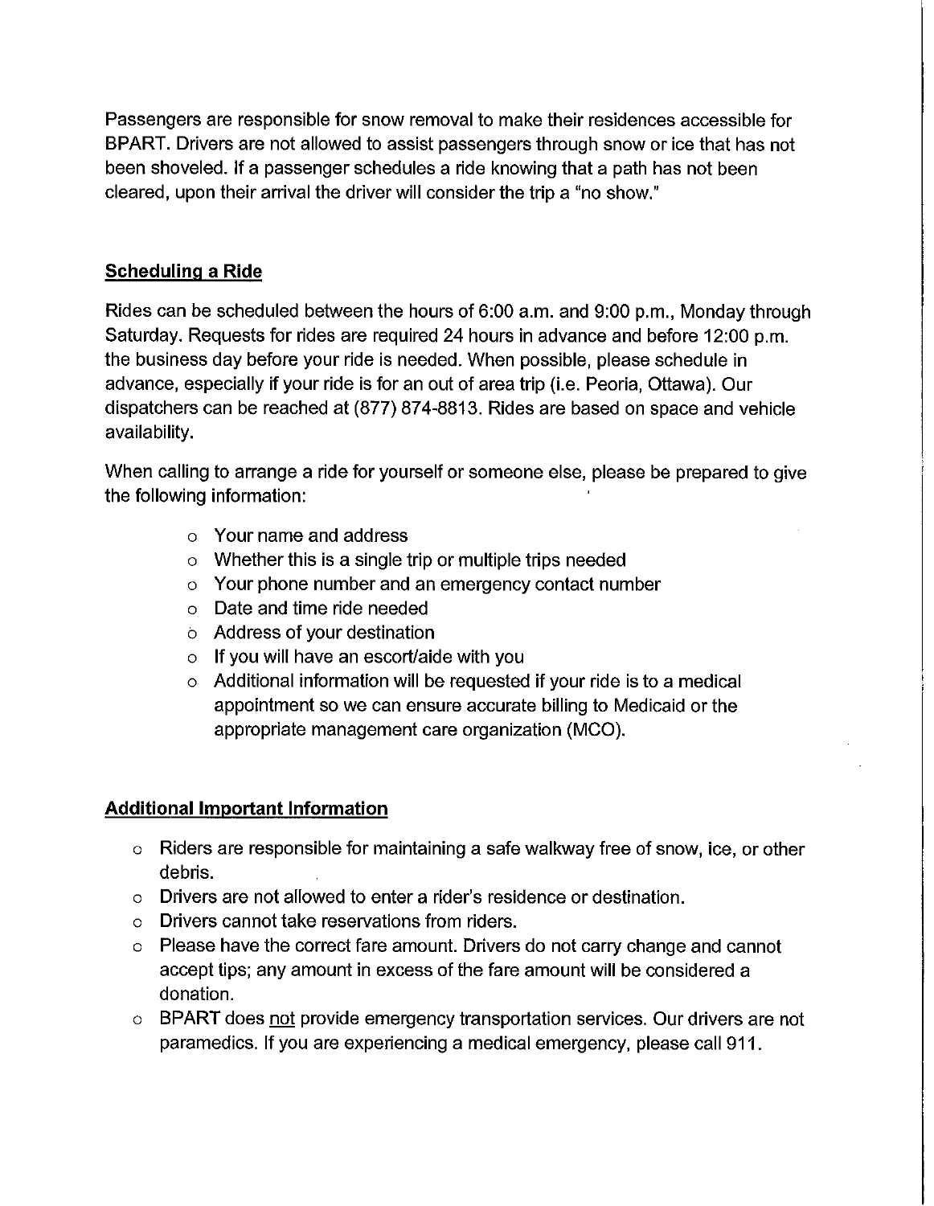Passengers are responsible for snow removal to make their residences accessible for BPART. Drivers are not allowed to assist passengers through snow or ice that has not been shoveled. If a passenger schedules a ride knowing that a path has not been cleared, upon their arrival the driver will consider the trip a "no show."

## Scheduling a Ride

Rides can be scheduled between the hours of 6:00 a.m. and 9:00 p.m., Monday through Saturday. Requests for rides are required 24 hours in advance and before 12:00 p.m. the business day before your ride is needed. When possible, please schedule in advance, especially if your ride is for an out of area trip (i.e. Peoria, Ottawa). Our dispatchers can be reached at (877) 874-8813. Rides are based on space and vehicle availability.

When calling to arrange a ride for yourself or someone else, please be prepared to give the following information:

- Your name and address
- Whether this is a single trip or multiple trips needed
- Your phone number and an emergency contact number
- Date and time ride needed
- Address of your destination
- If you will have an escort/aide with you
- Additional information will be requested if your ride is to a medical appointment so we can ensure accurate billing to Medicaid or the appropriate management care organization (MCO).

## Additional Important Information

- Riders are responsible for maintaining a safe walkway free of snow, ice, or other debris.
- Drivers are not allowed to enter a rider's residence or destination.
- Drivers cannot take reservations from riders.
- Please have the correct fare amount. Drivers do not carry change and cannot accept tips; any amount in excess of the fare amount will be considered a donation.
- BPART does not provide emergency transportation services. Our drivers are not paramedics. If you are experiencing a medical emergency, please call 911.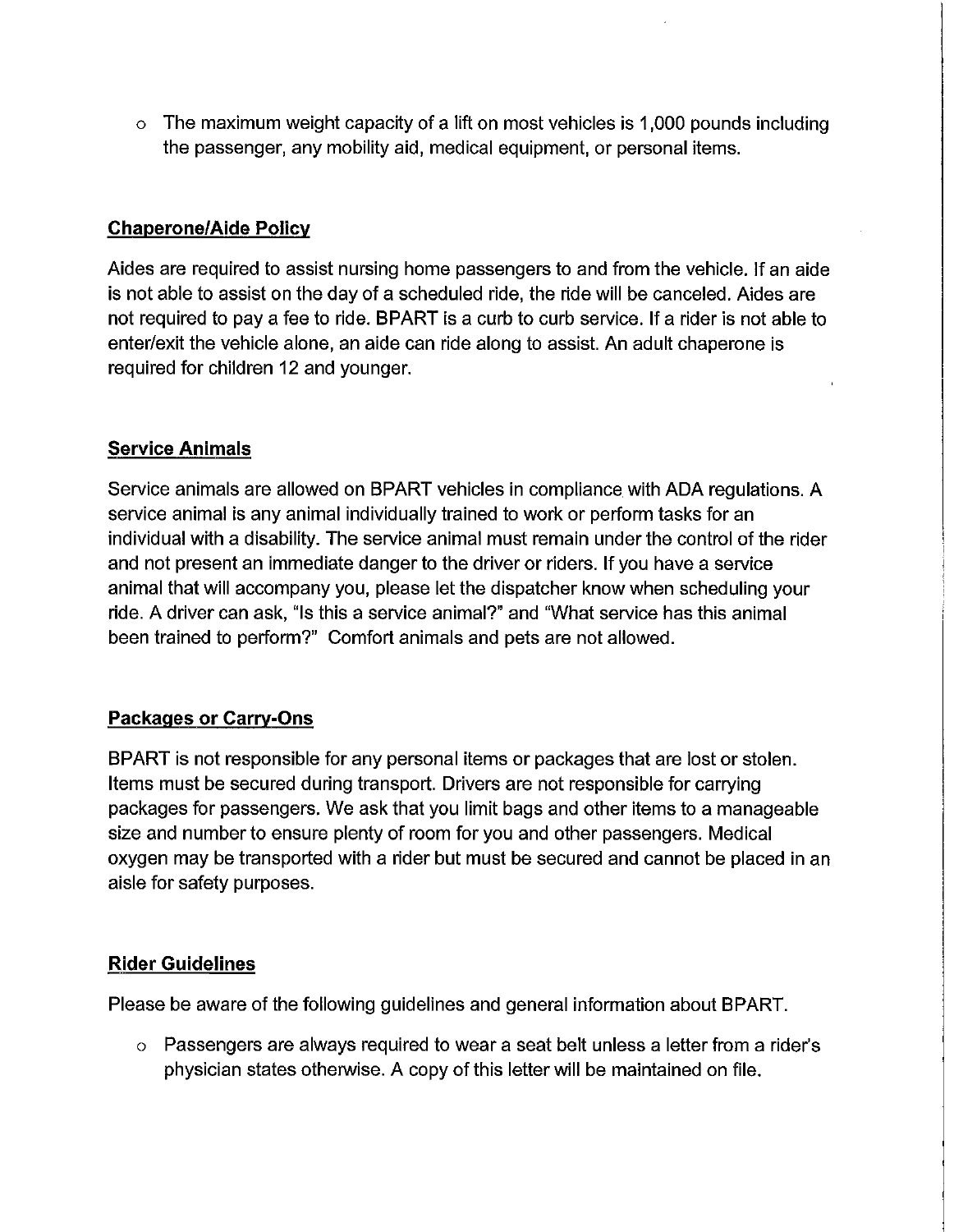- The maximum weight capacity of a lift on most vehicles is 1,000 pounds including the passenger, any mobility aid, medical equipment, or personal items.

## Chaperone/Aide Policy

Aides are required to assist nursing home passengers to and from the vehicle. If an aide is not able to assist on the day of a scheduled ride, the ride will be canceled. Aides are not required to pay a fee to ride. BPART is a curb to curb service. If a rider is not able to enter/exit the vehicle alone, an aide can ride along to assist. An adult chaperone is required for children 12 and younger.

## Service Animals

Service animals are allowed on BPART vehicles in compliance with ADA regulations. A service animal is any animal individually trained to work or perform tasks for an individual with a disability. The service animal must remain under the control of the rider and not present an immediate danger to the driver or riders. If you have a service animal that will accompany you, please let the dispatcher know when scheduling your ride. A driver can ask, "Is this a service animal?" and "What service has this animal been trained to perform?" Comfort animals and pets are not allowed.

## Packages or Carry-Ons

BPART is not responsible for any personal items or packages that are lost or stolen. Items must be secured during transport. Drivers are not responsible for carrying packages for passengers. We ask that you limit bags and other items to a manageable size and number to ensure plenty of room for you and other passengers. Medical oxygen may be transported with a rider but must be secured and cannot be placed in an aisle for safety purposes.

## Rider Guidelines

Please be aware of the following guidelines and general information about BPART.

- Passengers are always required to wear a seat belt unless a letter from a rider's physician states otherwise. A copy of this letter will be maintained on file.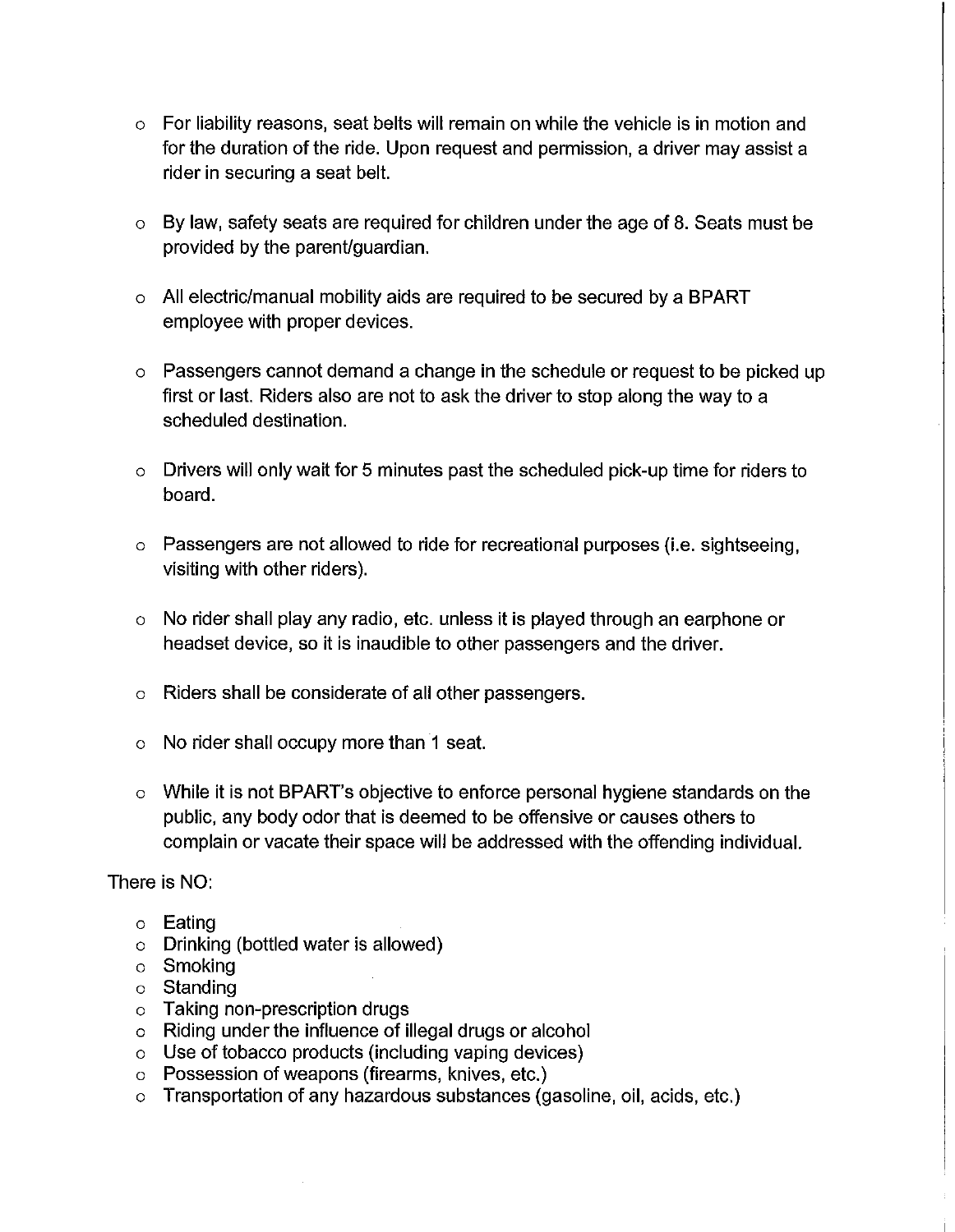- For liability reasons, seat belts will remain on while the vehicle is in motion and for the duration of the ride. Upon request and permission, a driver may assist a rider in securing a seat belt.

- By law, safety seats are required for children under the age of 8. Seats must be provided by the parent/guardian.

- All electric/manual mobility aids are required to be secured by a BPART employee with proper devices.

- Passengers cannot demand a change in the schedule or request to be picked up first or last. Riders also are not to ask the driver to stop along the way to a scheduled destination.

- Drivers will only wait for 5 minutes past the scheduled pick-up time for riders to board.

- Passengers are not allowed to ride for recreational purposes (i.e. sightseeing, visiting with other riders).

- No rider shall play any radio, etc. unless it is played through an earphone or headset device, so it is inaudible to other passengers and the driver.

- Riders shall be considerate of all other passengers.

- No rider shall occupy more than 1 seat.

- While it is not BPART's objective to enforce personal hygiene standards on the public, any body odor that is deemed to be offensive or causes others to complain or vacate their space will be addressed with the offending individual.

There is NO:

- Eating
- Drinking (bottled water is allowed)
- Smoking
- Standing
- Taking non-prescription drugs
- Riding under the influence of illegal drugs or alcohol
- Use of tobacco products (including vaping devices)
- Possession of weapons (firearms, knives, etc.)
- Transportation of any hazardous substances (gasoline, oil, acids, etc.)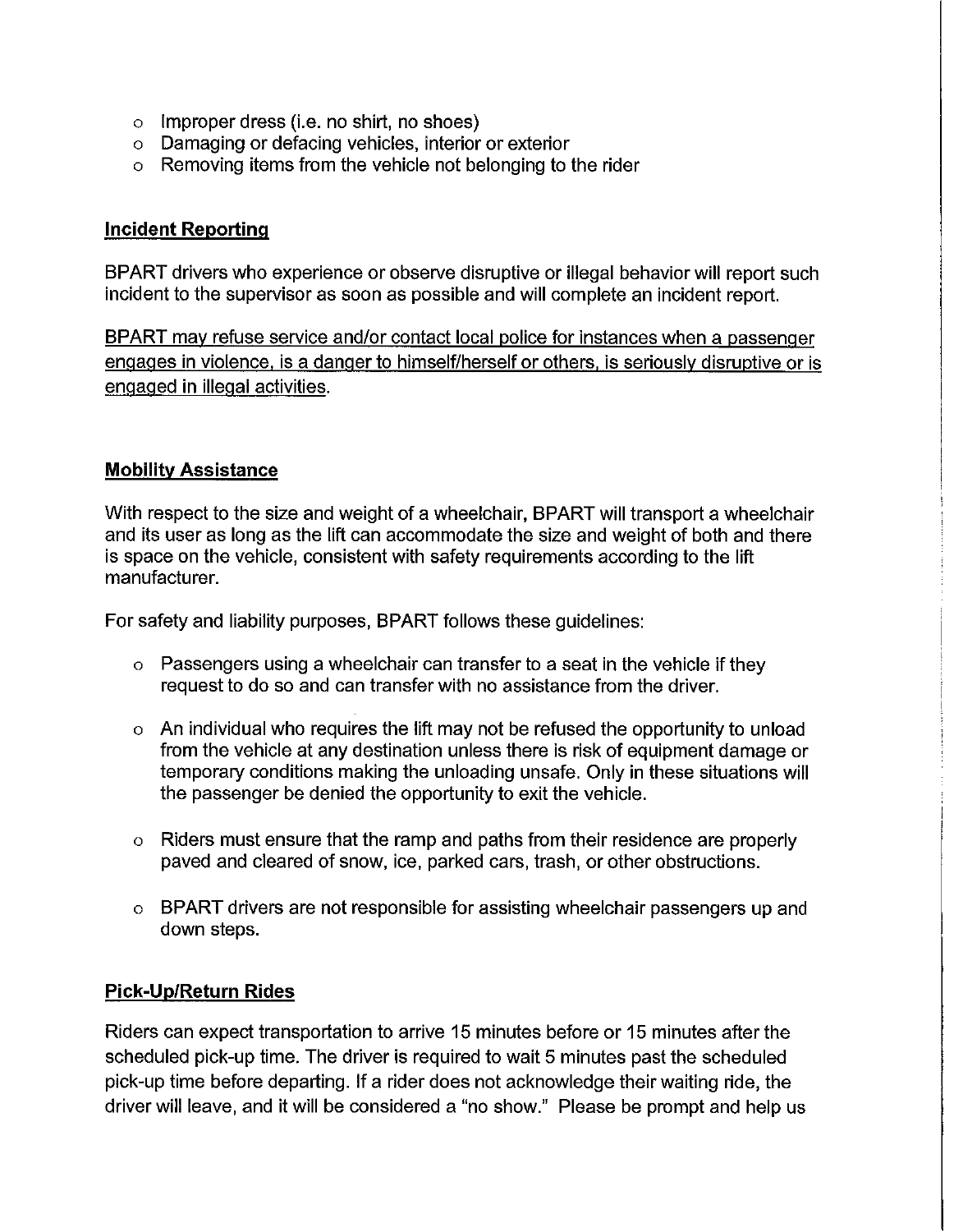- Improper dress (i.e. no shirt, no shoes)
- Damaging or defacing vehicles, interior or exterior
- Removing items from the vehicle not belonging to the rider

## Incident Reporting

BPART drivers who experience or observe disruptive or illegal behavior will report such incident to the supervisor as soon as possible and will complete an incident report.

<u>BPART may refuse service and/or contact local police for instances when a passenger engages in violence, is a danger to himself/herself or others, is seriously disruptive or is engaged in illegal activities</u>.

## Mobility Assistance

With respect to the size and weight of a wheelchair, BPART will transport a wheelchair and its user as long as the lift can accommodate the size and weight of both and there is space on the vehicle, consistent with safety requirements according to the lift manufacturer.

For safety and liability purposes, BPART follows these guidelines:

- Passengers using a wheelchair can transfer to a seat in the vehicle if they request to do so and can transfer with no assistance from the driver.

- An individual who requires the lift may not be refused the opportunity to unload from the vehicle at any destination unless there is risk of equipment damage or temporary conditions making the unloading unsafe. Only in these situations will the passenger be denied the opportunity to exit the vehicle.

- Riders must ensure that the ramp and paths from their residence are properly paved and cleared of snow, ice, parked cars, trash, or other obstructions.

- BPART drivers are not responsible for assisting wheelchair passengers up and down steps.

## Pick-Up/Return Rides

Riders can expect transportation to arrive 15 minutes before or 15 minutes after the scheduled pick-up time. The driver is required to wait 5 minutes past the scheduled pick-up time before departing. If a rider does not acknowledge their waiting ride, the driver will leave, and it will be considered a "no show." Please be prompt and help us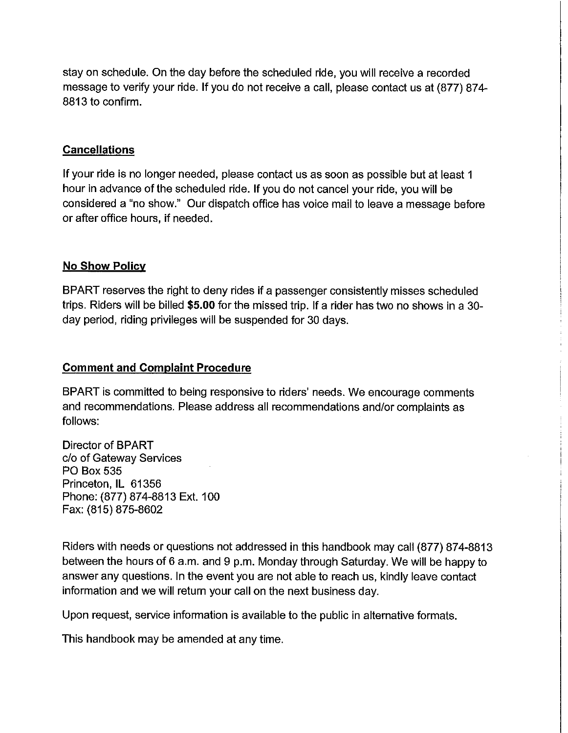stay on schedule. On the day before the scheduled ride, you will receive a recorded message to verify your ride. If you do not receive a call, please contact us at (877) 874-8813 to confirm.

## Cancellations

If your ride is no longer needed, please contact us as soon as possible but at least 1 hour in advance of the scheduled ride. If you do not cancel your ride, you will be considered a "no show." Our dispatch office has voice mail to leave a message before or after office hours, if needed.

## No Show Policy

BPART reserves the right to deny rides if a passenger consistently misses scheduled trips. Riders will be billed **$5.00** for the missed trip. If a rider has two no shows in a 30-day period, riding privileges will be suspended for 30 days.

## Comment and Complaint Procedure

BPART is committed to being responsive to riders' needs. We encourage comments and recommendations. Please address all recommendations and/or complaints as follows:

Director of BPART
c/o of Gateway Services
PO Box 535
Princeton, IL 61356
Phone: (877) 874-8813 Ext. 100
Fax: (815) 875-8602

Riders with needs or questions not addressed in this handbook may call (877) 874-8813 between the hours of 6 a.m. and 9 p.m. Monday through Saturday. We will be happy to answer any questions. In the event you are not able to reach us, kindly leave contact information and we will return your call on the next business day.

Upon request, service information is available to the public in alternative formats.

This handbook may be amended at any time.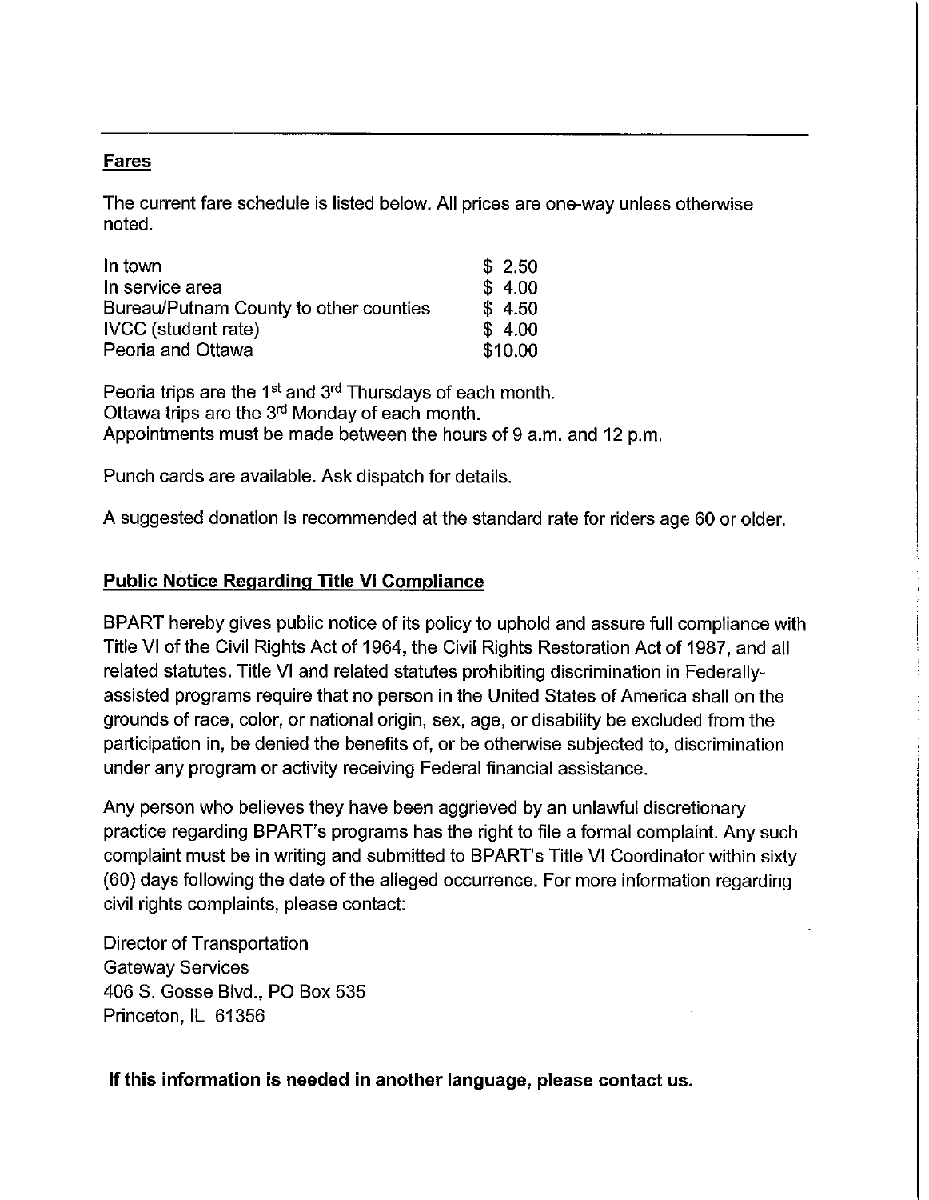## Fares

The current fare schedule is listed below. All prices are one-way unless otherwise noted.

| | |
|---|---|
| In town | $ 2.50 |
| In service area | $ 4.00 |
| Bureau/Putnam County to other counties | $ 4.50 |
| IVCC (student rate) | $ 4.00 |
| Peoria and Ottawa | $10.00 |

Peoria trips are the 1st and 3rd Thursdays of each month.
Ottawa trips are the 3rd Monday of each month.
Appointments must be made between the hours of 9 a.m. and 12 p.m.

Punch cards are available. Ask dispatch for details.

A suggested donation is recommended at the standard rate for riders age 60 or older.

## Public Notice Regarding Title VI Compliance

BPART hereby gives public notice of its policy to uphold and assure full compliance with Title VI of the Civil Rights Act of 1964, the Civil Rights Restoration Act of 1987, and all related statutes. Title VI and related statutes prohibiting discrimination in Federally-assisted programs require that no person in the United States of America shall on the grounds of race, color, or national origin, sex, age, or disability be excluded from the participation in, be denied the benefits of, or be otherwise subjected to, discrimination under any program or activity receiving Federal financial assistance.

Any person who believes they have been aggrieved by an unlawful discretionary practice regarding BPART's programs has the right to file a formal complaint. Any such complaint must be in writing and submitted to BPART's Title VI Coordinator within sixty (60) days following the date of the alleged occurrence. For more information regarding civil rights complaints, please contact:

Director of Transportation
Gateway Services
406 S. Gosse Blvd., PO Box 535
Princeton, IL 61356

**If this information is needed in another language, please contact us.**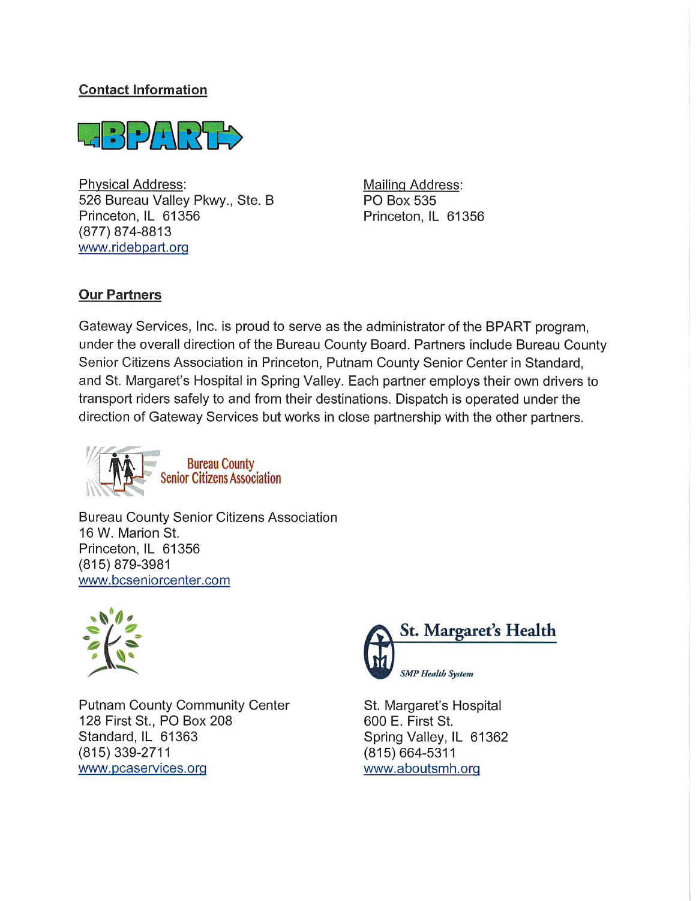**Contact Information**

BPART

Physical Address:
526 Bureau Valley Pkwy., Ste. B
Princeton, IL 61356
(877) 874-8813
www.ridebpart.org

Mailing Address:
PO Box 535
Princeton, IL 61356

**Our Partners**

Gateway Services, Inc. is proud to serve as the administrator of the BPART program, under the overall direction of the Bureau County Board. Partners include Bureau County Senior Citizens Association in Princeton, Putnam County Senior Center in Standard, and St. Margaret's Hospital in Spring Valley. Each partner employs their own drivers to transport riders safely to and from their destinations. Dispatch is operated under the direction of Gateway Services but works in close partnership with the other partners.

Bureau County Senior Citizens Association

Bureau County Senior Citizens Association
16 W. Marion St.
Princeton, IL 61356
(815) 879-3981
www.bcseniorcenter.com

Putnam County Community Center
128 First St., PO Box 208
Standard, IL 61363
(815) 339-2711
www.pcaservices.org

St. Margaret's Health
*SMP Health System*

St. Margaret's Hospital
600 E. First St.
Spring Valley, IL 61362
(815) 664-5311
www.aboutsmh.org